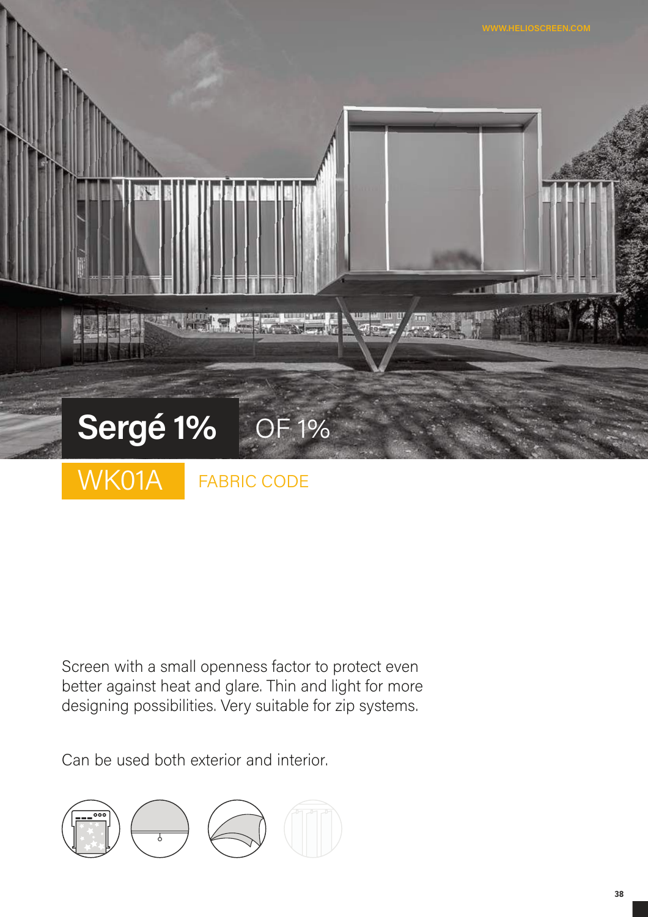# Sergé 1% OF 1%

WK01A FABRIC CODE

Screen with a small openness factor to protect even better against heat and glare. Thin and light for more designing possibilities. Very suitable for zip systems.

Can be used both exterior and interior.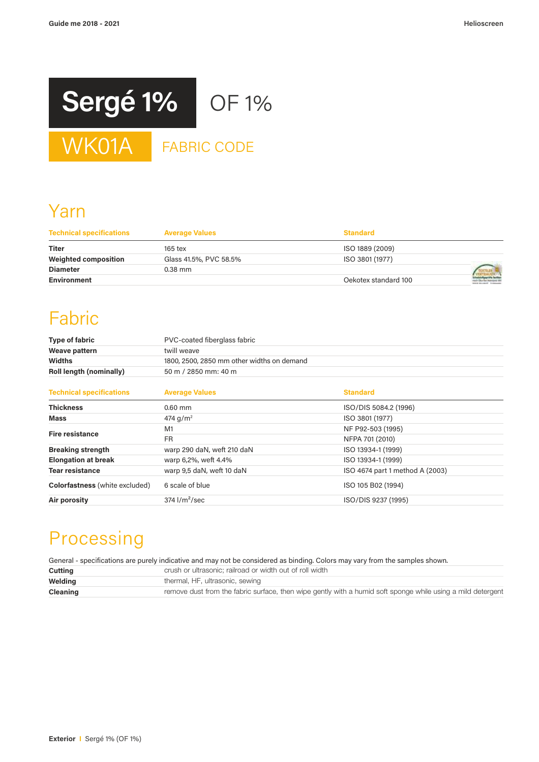# Sergé 1%

OF 1%

WK01A FABRIC CODE

## Yarn

| Technical specifications | Average Values | Standard |
|---|---|---|
| **Titer** | 165 tex | ISO 1889 (2009) |
| **Weighted composition** | Glass 41.5%, PVC 58.5% | ISO 3801 (1977) |
| **Diameter** | 0.38 mm | |
| **Environment** | | Oekotex standard 100 |

## Fabric

| | |
|---|---|
| **Type of fabric** | PVC-coated fiberglass fabric |
| **Weave pattern** | twill weave |
| **Widths** | 1800, 2500, 2850 mm other widths on demand |
| **Roll length (nominally)** | 50 m / 2850 mm: 40 m |

| Technical specifications | Average Values | Standard |
|---|---|---|
| **Thickness** | 0.60 mm | ISO/DIS 5084.2 (1996) |
| **Mass** | 474 g/m$^2$ | ISO 3801 (1977) |
| **Fire resistance** | M1 | NF P92-503 (1995) |
| | FR | NFPA 701 (2010) |
| **Breaking strength** | warp 290 daN, weft 210 daN | ISO 13934-1 (1999) |
| **Elongation at break** | warp 6,2%, weft 4.4% | ISO 13934-1 (1999) |
| **Tear resistance** | warp 9,5 daN, weft 10 daN | ISO 4674 part 1 method A (2003) |
| **Colorfastness** (white excluded) | 6 scale of blue | ISO 105 B02 (1994) |
| **Air porosity** | 374 l/m$^2$/sec | ISO/DIS 9237 (1995) |

## Processing

General - specifications are purely indicative and may not be considered as binding. Colors may vary from the samples shown.

| | |
|---|---|
| **Cutting** | crush or ultrasonic; railroad or width out of roll width |
| **Welding** | thermal, HF, ultrasonic, sewing |
| **Cleaning** | remove dust from the fabric surface, then wipe gently with a humid soft sponge while using a mild detergent |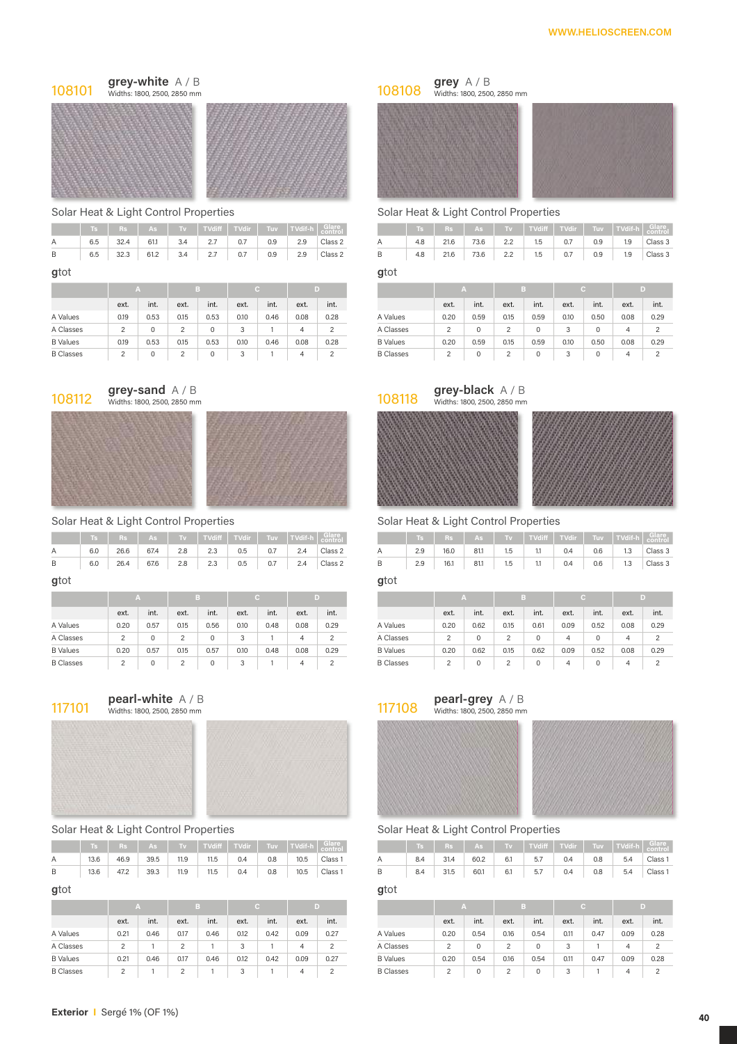## 108101 grey-white A / B

Widths: 1800, 2500, 2850 mm

Solar Heat & Light Control Properties

| | Ts | Rs | As | Tv | TVdiff | TVdir | Tuv | TVdif-h | Glare control |
|---|---|---|---|---|---|---|---|---|---|
| A | 6.5 | 32.4 | 61.1 | 3.4 | 2.7 | 0.7 | 0.9 | 2.9 | Class 2 |
| B | 6.5 | 32.3 | 61.2 | 3.4 | 2.7 | 0.7 | 0.9 | 2.9 | Class 2 |

**g**tot

| | A | | B | | C | | D | |
|---|---|---|---|---|---|---|---|---|
| | ext. | int. | ext. | int. | ext. | int. | ext. | int. |
| A Values | 0.19 | 0.53 | 0.15 | 0.53 | 0.10 | 0.46 | 0.08 | 0.28 |
| A Classes | 2 | 0 | 2 | 0 | 3 | 1 | 4 | 2 |
| B Values | 0.19 | 0.53 | 0.15 | 0.53 | 0.10 | 0.46 | 0.08 | 0.28 |
| B Classes | 2 | 0 | 2 | 0 | 3 | 1 | 4 | 2 |

## 108108 grey A / B

Widths: 1800, 2500, 2850 mm

Solar Heat & Light Control Properties

| | Ts | Rs | As | Tv | TVdiff | TVdir | Tuv | TVdif-h | Glare control |
|---|---|---|---|---|---|---|---|---|---|
| A | 4.8 | 21.6 | 73.6 | 2.2 | 1.5 | 0.7 | 0.9 | 1.9 | Class 3 |
| B | 4.8 | 21.6 | 73.6 | 2.2 | 1.5 | 0.7 | 0.9 | 1.9 | Class 3 |

**g**tot

| | A | | B | | C | | D | |
|---|---|---|---|---|---|---|---|---|
| | ext. | int. | ext. | int. | ext. | int. | ext. | int. |
| A Values | 0.20 | 0.59 | 0.15 | 0.59 | 0.10 | 0.50 | 0.08 | 0.29 |
| A Classes | 2 | 0 | 2 | 0 | 3 | 0 | 4 | 2 |
| B Values | 0.20 | 0.59 | 0.15 | 0.59 | 0.10 | 0.50 | 0.08 | 0.29 |
| B Classes | 2 | 0 | 2 | 0 | 3 | 0 | 4 | 2 |

## 108112 grey-sand A / B

Widths: 1800, 2500, 2850 mm

Solar Heat & Light Control Properties

| | Ts | Rs | As | Tv | TVdiff | TVdir | Tuv | TVdif-h | Glare control |
|---|---|---|---|---|---|---|---|---|---|
| A | 6.0 | 26.6 | 67.4 | 2.8 | 2.3 | 0.5 | 0.7 | 2.4 | Class 2 |
| B | 6.0 | 26.4 | 67.6 | 2.8 | 2.3 | 0.5 | 0.7 | 2.4 | Class 2 |

**g**tot

| | A | | B | | C | | D | |
|---|---|---|---|---|---|---|---|---|
| | ext. | int. | ext. | int. | ext. | int. | ext. | int. |
| A Values | 0.20 | 0.57 | 0.15 | 0.56 | 0.10 | 0.48 | 0.08 | 0.29 |
| A Classes | 2 | 0 | 2 | 0 | 3 | 1 | 4 | 2 |
| B Values | 0.20 | 0.57 | 0.15 | 0.57 | 0.10 | 0.48 | 0.08 | 0.29 |
| B Classes | 2 | 0 | 2 | 0 | 3 | 1 | 4 | 2 |

## 108118 grey-black A / B

Widths: 1800, 2500, 2850 mm

Solar Heat & Light Control Properties

| | Ts | Rs | As | Tv | TVdiff | TVdir | Tuv | TVdif-h | Glare control |
|---|---|---|---|---|---|---|---|---|---|
| A | 2.9 | 16.0 | 81.1 | 1.5 | 1.1 | 0.4 | 0.6 | 1.3 | Class 3 |
| B | 2.9 | 16.1 | 81.1 | 1.5 | 1.1 | 0.4 | 0.6 | 1.3 | Class 3 |

**g**tot

| | A | | B | | C | | D | |
|---|---|---|---|---|---|---|---|---|
| | ext. | int. | ext. | int. | ext. | int. | ext. | int. |
| A Values | 0.20 | 0.62 | 0.15 | 0.61 | 0.09 | 0.52 | 0.08 | 0.29 |
| A Classes | 2 | 0 | 2 | 0 | 4 | 0 | 4 | 2 |
| B Values | 0.20 | 0.62 | 0.15 | 0.62 | 0.09 | 0.52 | 0.08 | 0.29 |
| B Classes | 2 | 0 | 2 | 0 | 4 | 0 | 4 | 2 |

## 117101 pearl-white A / B

Widths: 1800, 2500, 2850 mm

Solar Heat & Light Control Properties

| | Ts | Rs | As | Tv | TVdiff | TVdir | Tuv | TVdif-h | Glare control |
|---|---|---|---|---|---|---|---|---|---|
| A | 13.6 | 46.9 | 39.5 | 11.9 | 11.5 | 0.4 | 0.8 | 10.5 | Class 1 |
| B | 13.6 | 47.2 | 39.3 | 11.9 | 11.5 | 0.4 | 0.8 | 10.5 | Class 1 |

**g**tot

| | A | | B | | C | | D | |
|---|---|---|---|---|---|---|---|---|
| | ext. | int. | ext. | int. | ext. | int. | ext. | int. |
| A Values | 0.21 | 0.46 | 0.17 | 0.46 | 0.12 | 0.42 | 0.09 | 0.27 |
| A Classes | 2 | 1 | 2 | 1 | 3 | 1 | 4 | 2 |
| B Values | 0.21 | 0.46 | 0.17 | 0.46 | 0.12 | 0.42 | 0.09 | 0.27 |
| B Classes | 2 | 1 | 2 | 1 | 3 | 1 | 4 | 2 |

## 117108 pearl-grey A / B

Widths: 1800, 2500, 2850 mm

Solar Heat & Light Control Properties

| | Ts | Rs | As | Tv | TVdiff | TVdir | Tuv | TVdif-h | Glare control |
|---|---|---|---|---|---|---|---|---|---|
| A | 8.4 | 31.4 | 60.2 | 6.1 | 5.7 | 0.4 | 0.8 | 5.4 | Class 1 |
| B | 8.4 | 31.5 | 60.1 | 6.1 | 5.7 | 0.4 | 0.8 | 5.4 | Class 1 |

**g**tot

| | A | | B | | C | | D | |
|---|---|---|---|---|---|---|---|---|
| | ext. | int. | ext. | int. | ext. | int. | ext. | int. |
| A Values | 0.20 | 0.54 | 0.16 | 0.54 | 0.11 | 0.47 | 0.09 | 0.28 |
| A Classes | 2 | 0 | 2 | 0 | 3 | 1 | 4 | 2 |
| B Values | 0.20 | 0.54 | 0.16 | 0.54 | 0.11 | 0.47 | 0.09 | 0.28 |
| B Classes | 2 | 0 | 2 | 0 | 3 | 1 | 4 | 2 |

**Exterior** | Sergé 1% (OF 1%)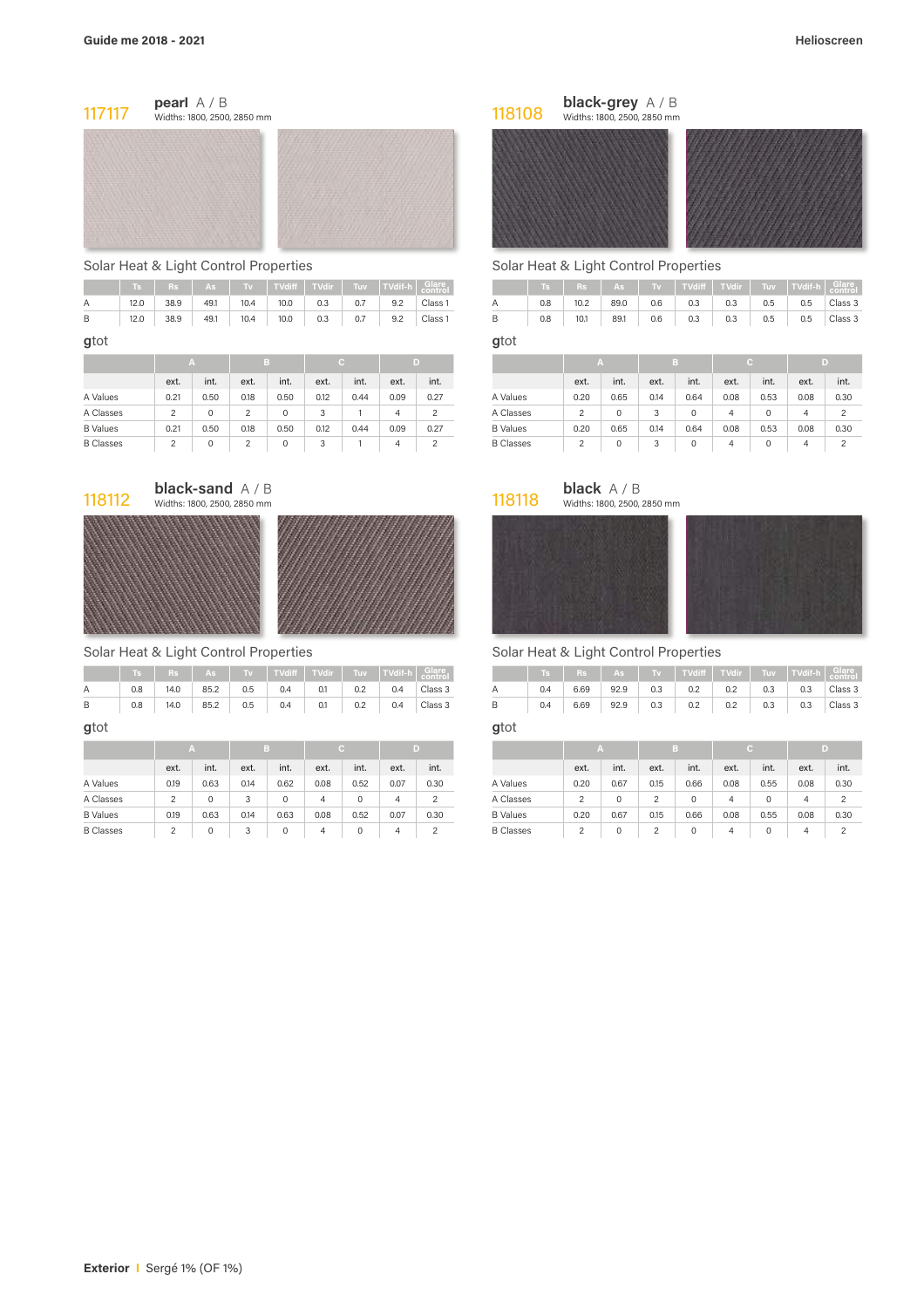## 117117 pearl A / B

Widths: 1800, 2500, 2850 mm

### Solar Heat & Light Control Properties

| | Ts | Rs | As | Tv | TVdiff | TVdir | Tuv | TVdif-h | Glare control |
|---|---|---|---|---|---|---|---|---|---|
| A | 12.0 | 38.9 | 49.1 | 10.4 | 10.0 | 0.3 | 0.7 | 9.2 | Class 1 |
| B | 12.0 | 38.9 | 49.1 | 10.4 | 10.0 | 0.3 | 0.7 | 9.2 | Class 1 |

### gtot

| | A | | B | | C | | D | |
|---|---|---|---|---|---|---|---|---|
| | ext. | int. | ext. | int. | ext. | int. | ext. | int. |
| A Values | 0.21 | 0.50 | 0.18 | 0.50 | 0.12 | 0.44 | 0.09 | 0.27 |
| A Classes | 2 | 0 | 2 | 0 | 3 | 1 | 4 | 2 |
| B Values | 0.21 | 0.50 | 0.18 | 0.50 | 0.12 | 0.44 | 0.09 | 0.27 |
| B Classes | 2 | 0 | 2 | 0 | 3 | 1 | 4 | 2 |

## 118108 black-grey A / B

Widths: 1800, 2500, 2850 mm

### Solar Heat & Light Control Properties

| | Ts | Rs | As | Tv | TVdiff | TVdir | Tuv | TVdif-h | Glare control |
|---|---|---|---|---|---|---|---|---|---|
| A | 0.8 | 10.2 | 89.0 | 0.6 | 0.3 | 0.3 | 0.5 | 0.5 | Class 3 |
| B | 0.8 | 10.1 | 89.1 | 0.6 | 0.3 | 0.3 | 0.5 | 0.5 | Class 3 |

### gtot

| | A | | B | | C | | D | |
|---|---|---|---|---|---|---|---|---|
| | ext. | int. | ext. | int. | ext. | int. | ext. | int. |
| A Values | 0.20 | 0.65 | 0.14 | 0.64 | 0.08 | 0.53 | 0.08 | 0.30 |
| A Classes | 2 | 0 | 3 | 0 | 4 | 0 | 4 | 2 |
| B Values | 0.20 | 0.65 | 0.14 | 0.64 | 0.08 | 0.53 | 0.08 | 0.30 |
| B Classes | 2 | 0 | 3 | 0 | 4 | 0 | 4 | 2 |

## 118112 black-sand A / B

Widths: 1800, 2500, 2850 mm

### Solar Heat & Light Control Properties

| | Ts | Rs | As | Tv | TVdiff | TVdir | Tuv | TVdif-h | Glare control |
|---|---|---|---|---|---|---|---|---|---|
| A | 0.8 | 14.0 | 85.2 | 0.5 | 0.4 | 0.1 | 0.2 | 0.4 | Class 3 |
| B | 0.8 | 14.0 | 85.2 | 0.5 | 0.4 | 0.1 | 0.2 | 0.4 | Class 3 |

### gtot

| | A | | B | | C | | D | |
|---|---|---|---|---|---|---|---|---|
| | ext. | int. | ext. | int. | ext. | int. | ext. | int. |
| A Values | 0.19 | 0.63 | 0.14 | 0.62 | 0.08 | 0.52 | 0.07 | 0.30 |
| A Classes | 2 | 0 | 3 | 0 | 4 | 0 | 4 | 2 |
| B Values | 0.19 | 0.63 | 0.14 | 0.63 | 0.08 | 0.52 | 0.07 | 0.30 |
| B Classes | 2 | 0 | 3 | 0 | 4 | 0 | 4 | 2 |

## 118118 black A / B

Widths: 1800, 2500, 2850 mm

### Solar Heat & Light Control Properties

| | Ts | Rs | As | Tv | TVdiff | TVdir | Tuv | TVdif-h | Glare control |
|---|---|---|---|---|---|---|---|---|---|
| A | 0.4 | 6.69 | 92.9 | 0.3 | 0.2 | 0.2 | 0.3 | 0.3 | Class 3 |
| B | 0.4 | 6.69 | 92.9 | 0.3 | 0.2 | 0.2 | 0.3 | 0.3 | Class 3 |

### gtot

| | A | | B | | C | | D | |
|---|---|---|---|---|---|---|---|---|
| | ext. | int. | ext. | int. | ext. | int. | ext. | int. |
| A Values | 0.20 | 0.67 | 0.15 | 0.66 | 0.08 | 0.55 | 0.08 | 0.30 |
| A Classes | 2 | 0 | 2 | 0 | 4 | 0 | 4 | 2 |
| B Values | 0.20 | 0.67 | 0.15 | 0.66 | 0.08 | 0.55 | 0.08 | 0.30 |
| B Classes | 2 | 0 | 2 | 0 | 4 | 0 | 4 | 2 |